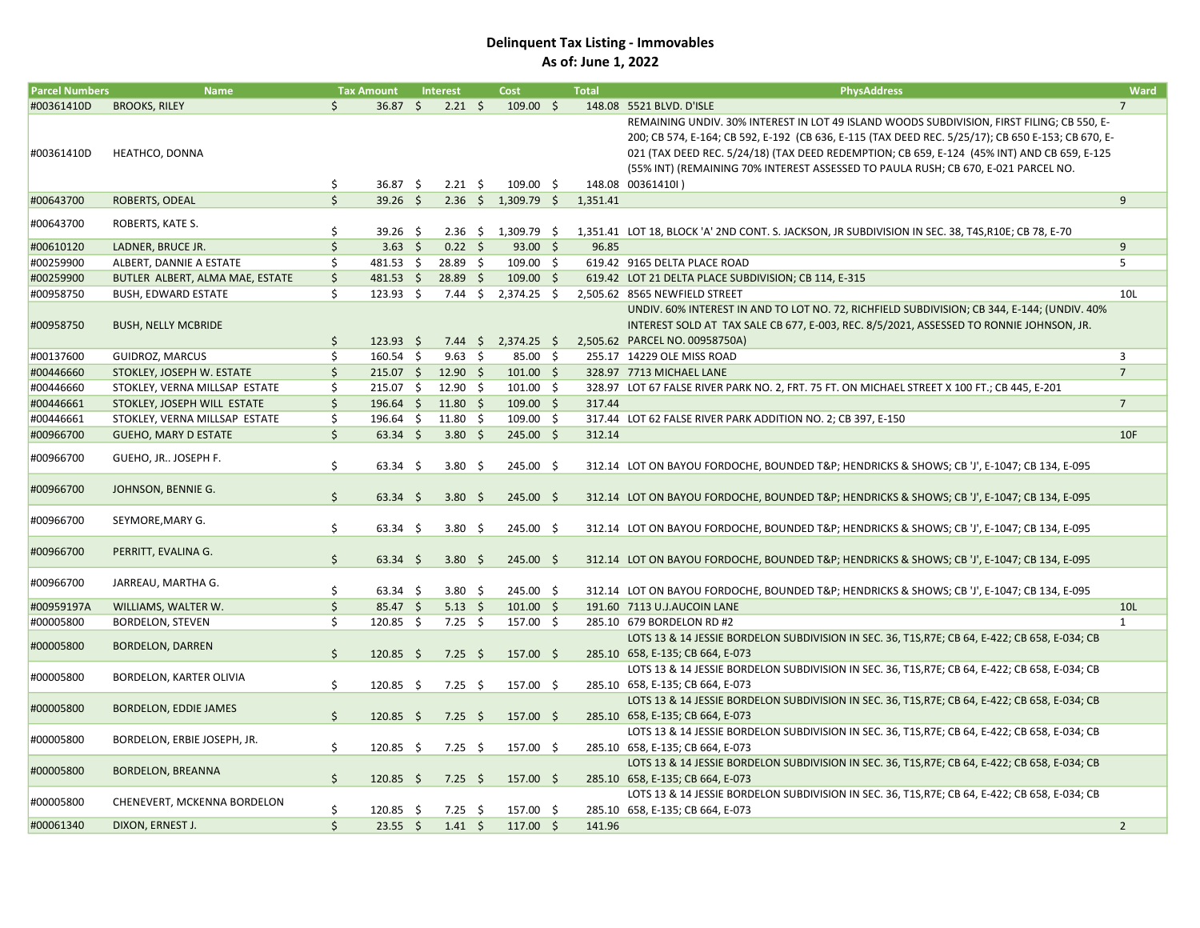# Delinquent Tax Listing - Immovables

## As of: June 1, 2022

| Parcel Numbers | Name | Tax Amount | Interest | Cost | Total | PhysAddress | Ward |
|---|---|---|---|---|---|---|---|
| #00361410D | BROOKS, RILEY | $ 36.87 | $ 2.21 | $ 109.00 | $ 148.08 | 5521 BLVD. D'ISLE | 7 |
| #00361410D | HEATHCO, DONNA | $ 36.87 | $ 2.21 | $ 109.00 | $ 148.08 | REMAINING UNDIV. 30% INTEREST IN LOT 49 ISLAND WOODS SUBDIVISION, FIRST FILING; CB 550, E-200; CB 574, E-164; CB 592, E-192 (CB 636, E-115 (TAX DEED REC. 5/25/17); CB 650 E-153; CB 670, E-021 (TAX DEED REC. 5/24/18) (TAX DEED REDEMPTION; CB 659, E-124 (45% INT) AND CB 659, E-125 (55% INT) (REMAINING 70% INTEREST ASSESSED TO PAULA RUSH; CB 670, E-021 PARCEL NO. 00361410I ) | |
| #00643700 | ROBERTS, ODEAL | $ 39.26 | $ 2.36 | $ 1,309.79 | $ 1,351.41 | | 9 |
| #00643700 | ROBERTS, KATE S. | $ 39.26 | $ 2.36 | $ 1,309.79 | $ 1,351.41 | LOT 18, BLOCK 'A' 2ND CONT. S. JACKSON, JR SUBDIVISION IN SEC. 38, T4S,R10E; CB 78, E-70 | |
| #00610120 | LADNER, BRUCE JR. | $ 3.63 | $ 0.22 | $ 93.00 | $ 96.85 | | 9 |
| #00259900 | ALBERT, DANNIE A ESTATE | $ 481.53 | $ 28.89 | $ 109.00 | $ 619.42 | 9165 DELTA PLACE ROAD | 5 |
| #00259900 | BUTLER ALBERT, ALMA MAE, ESTATE | $ 481.53 | $ 28.89 | $ 109.00 | $ 619.42 | LOT 21 DELTA PLACE SUBDIVISION; CB 114, E-315 | |
| #00958750 | BUSH, EDWARD ESTATE | $ 123.93 | $ 7.44 | $ 2,374.25 | $ 2,505.62 | 8565 NEWFIELD STREET | 10L |
| #00958750 | BUSH, NELLY MCBRIDE | $ 123.93 | $ 7.44 | $ 2,374.25 | $ 2,505.62 | UNDIV. 60% INTEREST IN AND TO LOT NO. 72, RICHFIELD SUBDIVISION; CB 344, E-144; (UNDIV. 40% INTEREST SOLD AT TAX SALE CB 677, E-003, REC. 8/5/2021, ASSESSED TO RONNIE JOHNSON, JR. PARCEL NO. 00958750A) | |
| #00137600 | GUIDROZ, MARCUS | $ 160.54 | $ 9.63 | $ 85.00 | $ 255.17 | 14229 OLE MISS ROAD | 3 |
| #00446660 | STOKLEY, JOSEPH W. ESTATE | $ 215.07 | $ 12.90 | $ 101.00 | $ 328.97 | 7713 MICHAEL LANE | 7 |
| #00446660 | STOKLEY, VERNA MILLSAP ESTATE | $ 215.07 | $ 12.90 | $ 101.00 | $ 328.97 | LOT 67 FALSE RIVER PARK NO. 2, FRT. 75 FT. ON MICHAEL STREET X 100 FT.; CB 445, E-201 | |
| #00446661 | STOKLEY, JOSEPH WILL ESTATE | $ 196.64 | $ 11.80 | $ 109.00 | $ 317.44 | | 7 |
| #00446661 | STOKLEY, VERNA MILLSAP ESTATE | $ 196.64 | $ 11.80 | $ 109.00 | $ 317.44 | LOT 62 FALSE RIVER PARK ADDITION NO. 2; CB 397, E-150 | |
| #00966700 | GUEHO, MARY D ESTATE | $ 63.34 | $ 3.80 | $ 245.00 | $ 312.14 | | 10F |
| #00966700 | GUEHO, JR.. JOSEPH F. | $ 63.34 | $ 3.80 | $ 245.00 | $ 312.14 | LOT ON BAYOU FORDOCHE, BOUNDED T&P; HENDRICKS & SHOWS; CB 'J', E-1047; CB 134, E-095 | |
| #00966700 | JOHNSON, BENNIE G. | $ 63.34 | $ 3.80 | $ 245.00 | $ 312.14 | LOT ON BAYOU FORDOCHE, BOUNDED T&P; HENDRICKS & SHOWS; CB 'J', E-1047; CB 134, E-095 | |
| #00966700 | SEYMORE,MARY G. | $ 63.34 | $ 3.80 | $ 245.00 | $ 312.14 | LOT ON BAYOU FORDOCHE, BOUNDED T&P; HENDRICKS & SHOWS; CB 'J', E-1047; CB 134, E-095 | |
| #00966700 | PERRITT, EVALINA G. | $ 63.34 | $ 3.80 | $ 245.00 | $ 312.14 | LOT ON BAYOU FORDOCHE, BOUNDED T&P; HENDRICKS & SHOWS; CB 'J', E-1047; CB 134, E-095 | |
| #00966700 | JARREAU, MARTHA G. | $ 63.34 | $ 3.80 | $ 245.00 | $ 312.14 | LOT ON BAYOU FORDOCHE, BOUNDED T&P; HENDRICKS & SHOWS; CB 'J', E-1047; CB 134, E-095 | |
| #00959197A | WILLIAMS, WALTER W. | $ 85.47 | $ 5.13 | $ 101.00 | $ 191.60 | 7113 U.J.AUCOIN LANE | 10L |
| #00005800 | BORDELON, STEVEN | $ 120.85 | $ 7.25 | $ 157.00 | $ 285.10 | 679 BORDELON RD #2 | 1 |
| #00005800 | BORDELON, DARREN | $ 120.85 | $ 7.25 | $ 157.00 | $ 285.10 | LOTS 13 & 14 JESSIE BORDELON SUBDIVISION IN SEC. 36, T1S,R7E; CB 64, E-422; CB 658, E-034; CB 658, E-135; CB 664, E-073 | |
| #00005800 | BORDELON, KARTER OLIVIA | $ 120.85 | $ 7.25 | $ 157.00 | $ 285.10 | LOTS 13 & 14 JESSIE BORDELON SUBDIVISION IN SEC. 36, T1S,R7E; CB 64, E-422; CB 658, E-034; CB 658, E-135; CB 664, E-073 | |
| #00005800 | BORDELON, EDDIE JAMES | $ 120.85 | $ 7.25 | $ 157.00 | $ 285.10 | LOTS 13 & 14 JESSIE BORDELON SUBDIVISION IN SEC. 36, T1S,R7E; CB 64, E-422; CB 658, E-034; CB 658, E-135; CB 664, E-073 | |
| #00005800 | BORDELON, ERBIE JOSEPH, JR. | $ 120.85 | $ 7.25 | $ 157.00 | $ 285.10 | LOTS 13 & 14 JESSIE BORDELON SUBDIVISION IN SEC. 36, T1S,R7E; CB 64, E-422; CB 658, E-034; CB 658, E-135; CB 664, E-073 | |
| #00005800 | BORDELON, BREANNA | $ 120.85 | $ 7.25 | $ 157.00 | $ 285.10 | LOTS 13 & 14 JESSIE BORDELON SUBDIVISION IN SEC. 36, T1S,R7E; CB 64, E-422; CB 658, E-034; CB 658, E-135; CB 664, E-073 | |
| #00005800 | CHENEVERT, MCKENNA BORDELON | $ 120.85 | $ 7.25 | $ 157.00 | $ 285.10 | LOTS 13 & 14 JESSIE BORDELON SUBDIVISION IN SEC. 36, T1S,R7E; CB 64, E-422; CB 658, E-034; CB 658, E-135; CB 664, E-073 | |
| #00061340 | DIXON, ERNEST J. | $ 23.55 | $ 1.41 | $ 117.00 | $ 141.96 | | 2 |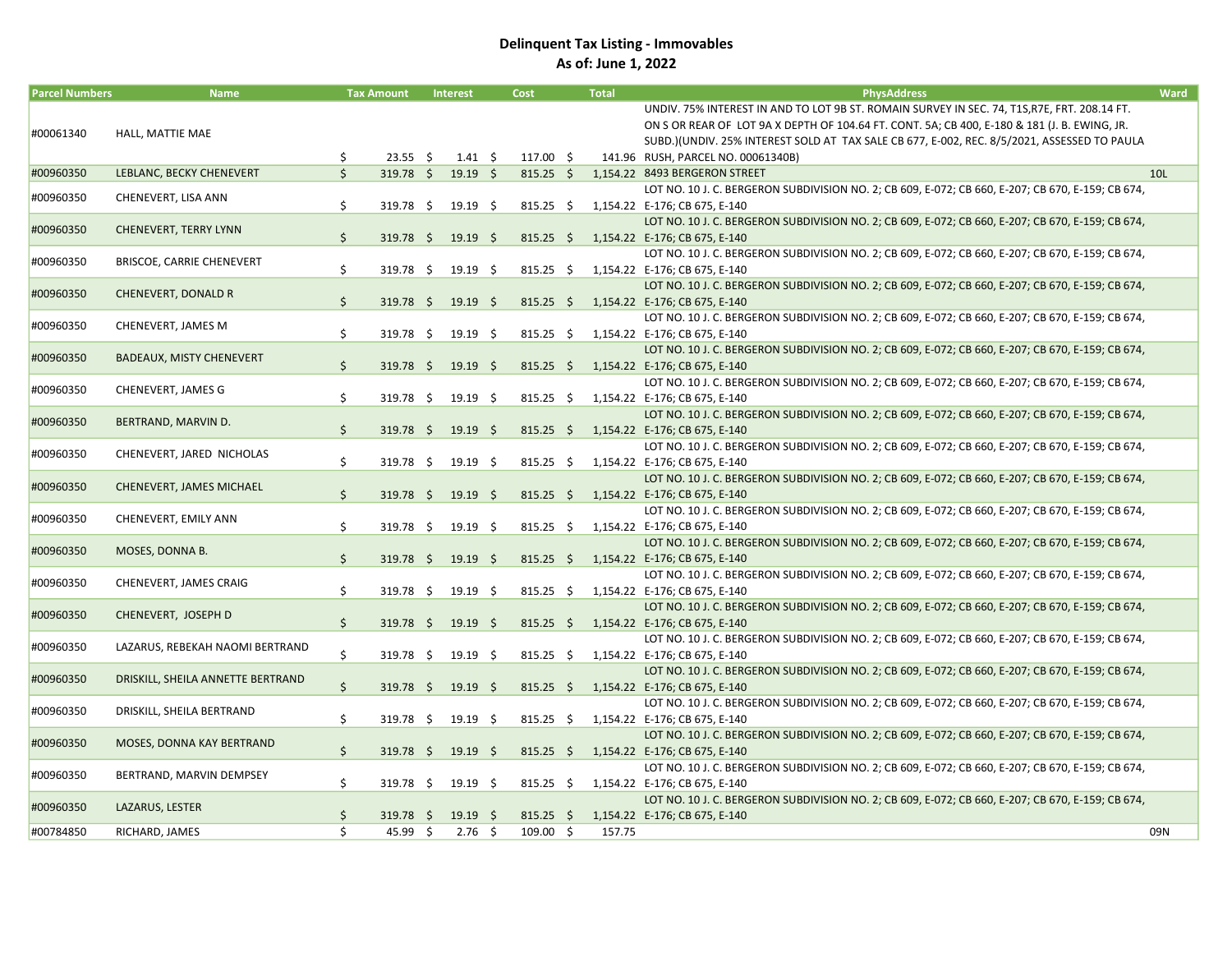**Delinquent Tax Listing - Immovables**

**As of: June 1, 2022**

| Parcel Numbers | Name | Tax Amount | Interest | Cost | Total | PhysAddress | Ward |
|---|---|---|---|---|---|---|---|
| #00061340 | HALL, MATTIE MAE | $ 23.55 | $ 1.41 | $ 117.00 | $ 141.96 | UNDIV. 75% INTEREST IN AND TO LOT 9B ST. ROMAIN SURVEY IN SEC. 74, T1S,R7E, FRT. 208.14 FT. ON S OR REAR OF LOT 9A X DEPTH OF 104.64 FT. CONT. 5A; CB 400, E-180 & 181 (J. B. EWING, JR. SUBD.)(UNDIV. 25% INTEREST SOLD AT TAX SALE CB 677, E-002, REC. 8/5/2021, ASSESSED TO PAULA RUSH, PARCEL NO. 00061340B) | |
| #00960350 | LEBLANC, BECKY CHENEVERT | $ 319.78 | $ 19.19 | $ 815.25 | $ 1,154.22 | 8493 BERGERON STREET | 10L |
| #00960350 | CHENEVERT, LISA ANN | $ 319.78 | $ 19.19 | $ 815.25 | $ 1,154.22 | LOT NO. 10 J. C. BERGERON SUBDIVISION NO. 2; CB 609, E-072; CB 660, E-207; CB 670, E-159; CB 674, E-176; CB 675, E-140 | |
| #00960350 | CHENEVERT, TERRY LYNN | $ 319.78 | $ 19.19 | $ 815.25 | $ 1,154.22 | LOT NO. 10 J. C. BERGERON SUBDIVISION NO. 2; CB 609, E-072; CB 660, E-207; CB 670, E-159; CB 674, E-176; CB 675, E-140 | |
| #00960350 | BRISCOE, CARRIE CHENEVERT | $ 319.78 | $ 19.19 | $ 815.25 | $ 1,154.22 | LOT NO. 10 J. C. BERGERON SUBDIVISION NO. 2; CB 609, E-072; CB 660, E-207; CB 670, E-159; CB 674, E-176; CB 675, E-140 | |
| #00960350 | CHENEVERT, DONALD R | $ 319.78 | $ 19.19 | $ 815.25 | $ 1,154.22 | LOT NO. 10 J. C. BERGERON SUBDIVISION NO. 2; CB 609, E-072; CB 660, E-207; CB 670, E-159; CB 674, E-176; CB 675, E-140 | |
| #00960350 | CHENEVERT, JAMES M | $ 319.78 | $ 19.19 | $ 815.25 | $ 1,154.22 | LOT NO. 10 J. C. BERGERON SUBDIVISION NO. 2; CB 609, E-072; CB 660, E-207; CB 670, E-159; CB 674, E-176; CB 675, E-140 | |
| #00960350 | BADEAUX, MISTY CHENEVERT | $ 319.78 | $ 19.19 | $ 815.25 | $ 1,154.22 | LOT NO. 10 J. C. BERGERON SUBDIVISION NO. 2; CB 609, E-072; CB 660, E-207; CB 670, E-159; CB 674, E-176; CB 675, E-140 | |
| #00960350 | CHENEVERT, JAMES G | $ 319.78 | $ 19.19 | $ 815.25 | $ 1,154.22 | LOT NO. 10 J. C. BERGERON SUBDIVISION NO. 2; CB 609, E-072; CB 660, E-207; CB 670, E-159; CB 674, E-176; CB 675, E-140 | |
| #00960350 | BERTRAND, MARVIN D. | $ 319.78 | $ 19.19 | $ 815.25 | $ 1,154.22 | LOT NO. 10 J. C. BERGERON SUBDIVISION NO. 2; CB 609, E-072; CB 660, E-207; CB 670, E-159; CB 674, E-176; CB 675, E-140 | |
| #00960350 | CHENEVERT, JARED NICHOLAS | $ 319.78 | $ 19.19 | $ 815.25 | $ 1,154.22 | LOT NO. 10 J. C. BERGERON SUBDIVISION NO. 2; CB 609, E-072; CB 660, E-207; CB 670, E-159; CB 674, E-176; CB 675, E-140 | |
| #00960350 | CHENEVERT, JAMES MICHAEL | $ 319.78 | $ 19.19 | $ 815.25 | $ 1,154.22 | LOT NO. 10 J. C. BERGERON SUBDIVISION NO. 2; CB 609, E-072; CB 660, E-207; CB 670, E-159; CB 674, E-176; CB 675, E-140 | |
| #00960350 | CHENEVERT, EMILY ANN | $ 319.78 | $ 19.19 | $ 815.25 | $ 1,154.22 | LOT NO. 10 J. C. BERGERON SUBDIVISION NO. 2; CB 609, E-072; CB 660, E-207; CB 670, E-159; CB 674, E-176; CB 675, E-140 | |
| #00960350 | MOSES, DONNA B. | $ 319.78 | $ 19.19 | $ 815.25 | $ 1,154.22 | LOT NO. 10 J. C. BERGERON SUBDIVISION NO. 2; CB 609, E-072; CB 660, E-207; CB 670, E-159; CB 674, E-176; CB 675, E-140 | |
| #00960350 | CHENEVERT, JAMES CRAIG | $ 319.78 | $ 19.19 | $ 815.25 | $ 1,154.22 | LOT NO. 10 J. C. BERGERON SUBDIVISION NO. 2; CB 609, E-072; CB 660, E-207; CB 670, E-159; CB 674, E-176; CB 675, E-140 | |
| #00960350 | CHENEVERT, JOSEPH D | $ 319.78 | $ 19.19 | $ 815.25 | $ 1,154.22 | LOT NO. 10 J. C. BERGERON SUBDIVISION NO. 2; CB 609, E-072; CB 660, E-207; CB 670, E-159; CB 674, E-176; CB 675, E-140 | |
| #00960350 | LAZARUS, REBEKAH NAOMI BERTRAND | $ 319.78 | $ 19.19 | $ 815.25 | $ 1,154.22 | LOT NO. 10 J. C. BERGERON SUBDIVISION NO. 2; CB 609, E-072; CB 660, E-207; CB 670, E-159; CB 674, E-176; CB 675, E-140 | |
| #00960350 | DRISKILL, SHEILA ANNETTE BERTRAND | $ 319.78 | $ 19.19 | $ 815.25 | $ 1,154.22 | LOT NO. 10 J. C. BERGERON SUBDIVISION NO. 2; CB 609, E-072; CB 660, E-207; CB 670, E-159; CB 674, E-176; CB 675, E-140 | |
| #00960350 | DRISKILL, SHEILA BERTRAND | $ 319.78 | $ 19.19 | $ 815.25 | $ 1,154.22 | LOT NO. 10 J. C. BERGERON SUBDIVISION NO. 2; CB 609, E-072; CB 660, E-207; CB 670, E-159; CB 674, E-176; CB 675, E-140 | |
| #00960350 | MOSES, DONNA KAY BERTRAND | $ 319.78 | $ 19.19 | $ 815.25 | $ 1,154.22 | LOT NO. 10 J. C. BERGERON SUBDIVISION NO. 2; CB 609, E-072; CB 660, E-207; CB 670, E-159; CB 674, E-176; CB 675, E-140 | |
| #00960350 | BERTRAND, MARVIN DEMPSEY | $ 319.78 | $ 19.19 | $ 815.25 | $ 1,154.22 | LOT NO. 10 J. C. BERGERON SUBDIVISION NO. 2; CB 609, E-072; CB 660, E-207; CB 670, E-159; CB 674, E-176; CB 675, E-140 | |
| #00960350 | LAZARUS, LESTER | $ 319.78 | $ 19.19 | $ 815.25 | $ 1,154.22 | LOT NO. 10 J. C. BERGERON SUBDIVISION NO. 2; CB 609, E-072; CB 660, E-207; CB 670, E-159; CB 674, E-176; CB 675, E-140 | |
| #00784850 | RICHARD, JAMES | $ 45.99 | $ 2.76 | $ 109.00 | $ 157.75 | | 09N |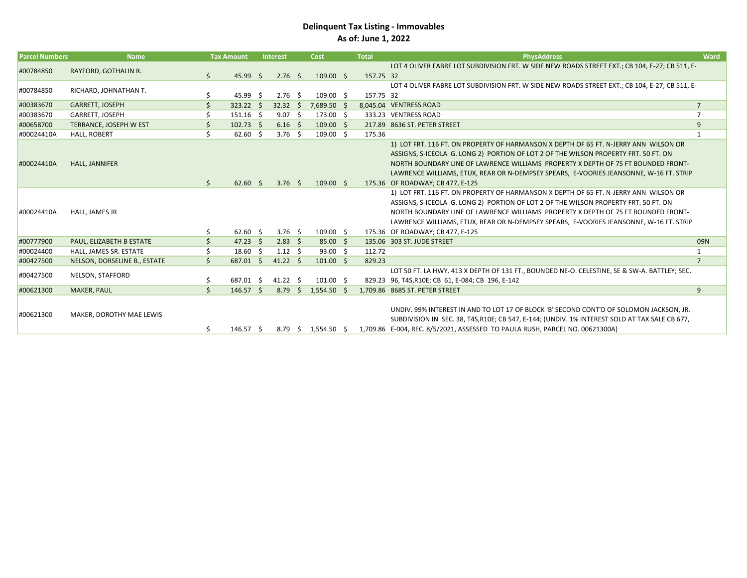**Delinquent Tax Listing - Immovables**

**As of: June 1, 2022**

| Parcel Numbers | Name | Tax Amount | Interest | Cost | Total | PhysAddress | Ward |
|---|---|---|---|---|---|---|---|
| #00784850 | RAYFORD, GOTHALIN R. | $ 45.99 | $ 2.76 | $ 109.00 | $ 157.75 | LOT 4 OLIVER FABRE LOT SUBDIVISION FRT. W SIDE NEW ROADS STREET EXT.; CB 104, E-27; CB 511, E-32 | |
| #00784850 | RICHARD, JOHNATHAN T. | $ 45.99 | $ 2.76 | $ 109.00 | $ 157.75 | LOT 4 OLIVER FABRE LOT SUBDIVISION FRT. W SIDE NEW ROADS STREET EXT.; CB 104, E-27; CB 511, E-32 | |
| #00383670 | GARRETT, JOSEPH | $ 323.22 | $ 32.32 | $ 7,689.50 | $ 8,045.04 | VENTRESS ROAD | 7 |
| #00383670 | GARRETT, JOSEPH | $ 151.16 | $ 9.07 | $ 173.00 | $ 333.23 | VENTRESS ROAD | 7 |
| #00658700 | TERRANCE, JOSEPH W EST | $ 102.73 | $ 6.16 | $ 109.00 | $ 217.89 | 8636 ST. PETER STREET | 9 |
| #00024410A | HALL, ROBERT | $ 62.60 | $ 3.76 | $ 109.00 | $ 175.36 | | 1 |
| #00024410A | HALL, JANNIFER | $ 62.60 | $ 3.76 | $ 109.00 | $ 175.36 | 1) LOT FRT. 116 FT. ON PROPERTY OF HARMANSON X DEPTH OF 65 FT. N-JERRY ANN WILSON OR ASSIGNS, S-ICEOLA G. LONG 2) PORTION OF LOT 2 OF THE WILSON PROPERTY FRT. 50 FT. ON NORTH BOUNDARY LINE OF LAWRENCE WILLIAMS PROPERTY X DEPTH OF 75 FT BOUNDED FRONT-LAWRENCE WILLIAMS, ETUX, REAR OR N-DEMPSEY SPEARS, E-VOORIES JEANSONNE, W-16 FT. STRIP OF ROADWAY; CB 477, E-125 | |
| #00024410A | HALL, JAMES JR | $ 62.60 | $ 3.76 | $ 109.00 | $ 175.36 | 1) LOT FRT. 116 FT. ON PROPERTY OF HARMANSON X DEPTH OF 65 FT. N-JERRY ANN WILSON OR ASSIGNS, S-ICEOLA G. LONG 2) PORTION OF LOT 2 OF THE WILSON PROPERTY FRT. 50 FT. ON NORTH BOUNDARY LINE OF LAWRENCE WILLIAMS PROPERTY X DEPTH OF 75 FT BOUNDED FRONT-LAWRENCE WILLIAMS, ETUX, REAR OR N-DEMPSEY SPEARS, E-VOORIES JEANSONNE, W-16 FT. STRIP OF ROADWAY; CB 477, E-125 | |
| #00777900 | PAUL, ELIZABETH B ESTATE | $ 47.23 | $ 2.83 | $ 85.00 | $ 135.06 | 303 ST. JUDE STREET | 09N |
| #00024400 | HALL, JAMES SR. ESTATE | $ 18.60 | $ 1.12 | $ 93.00 | $ 112.72 | | 1 |
| #00427500 | NELSON, DORSELINE B., ESTATE | $ 687.01 | $ 41.22 | $ 101.00 | $ 829.23 | | 7 |
| #00427500 | NELSON, STAFFORD | $ 687.01 | $ 41.22 | $ 101.00 | $ 829.23 | LOT 50 FT. LA HWY. 413 X DEPTH OF 131 FT., BOUNDED NE-O. CELESTINE, SE & SW-A. BATTLEY; SEC. 96, T4S,R10E; CB 61, E-084; CB 196, E-142 | |
| #00621300 | MAKER, PAUL | $ 146.57 | $ 8.79 | $ 1,554.50 | $ 1,709.86 | 8685 ST. PETER STREET | 9 |
| #00621300 | MAKER, DOROTHY MAE LEWIS | $ 146.57 | $ 8.79 | $ 1,554.50 | $ 1,709.86 | UNDIV. 99% INTEREST IN AND TO LOT 17 OF BLOCK 'B' SECOND CONT'D OF SOLOMON JACKSON, JR. SUBDIVISION IN SEC. 38, T4S,R10E; CB 547, E-144; (UNDIV. 1% INTEREST SOLD AT TAX SALE CB 677, E-004, REC. 8/5/2021, ASSESSED TO PAULA RUSH, PARCEL NO. 00621300A) | |